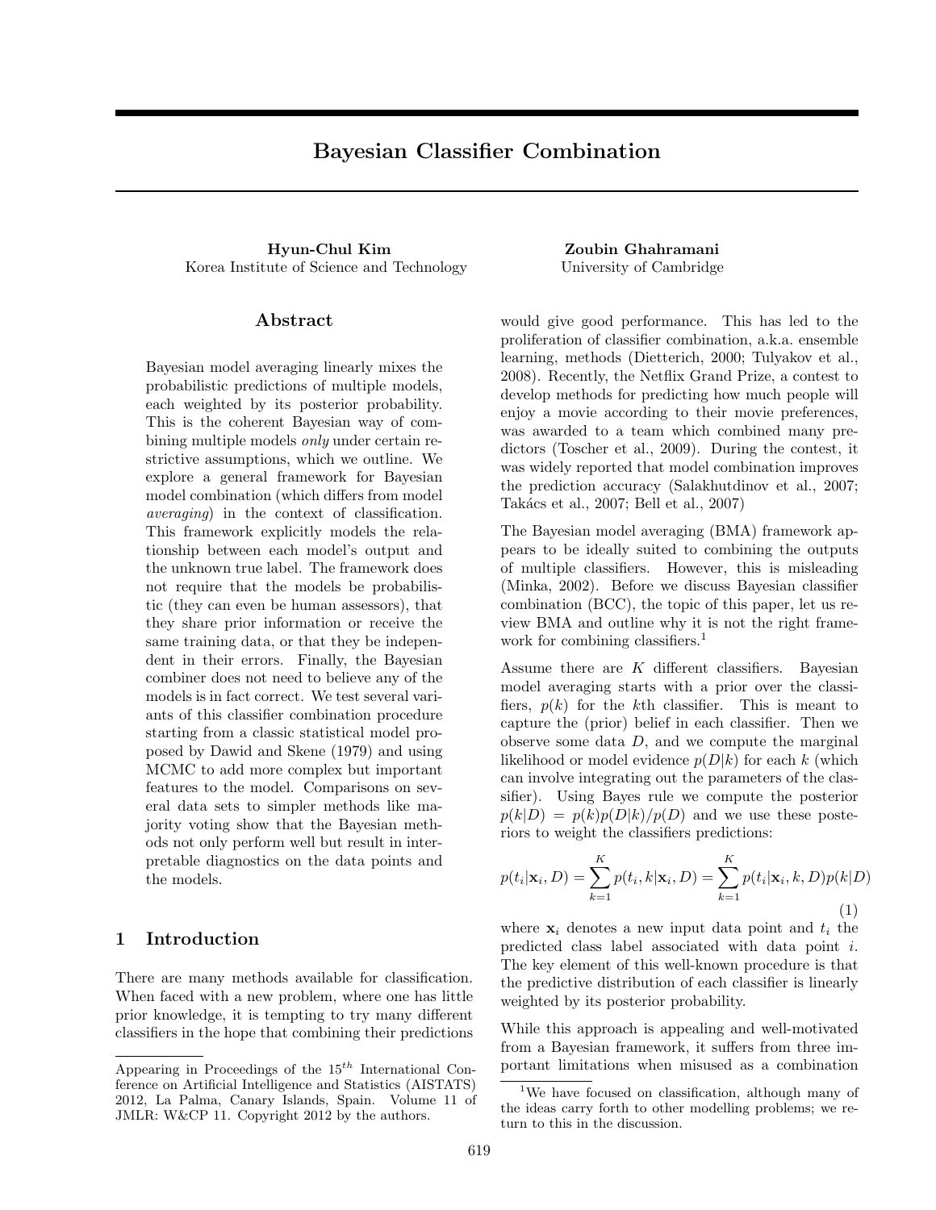# Bayesian Classifier Combination

**Hyun-Chul Kim**
Korea Institute of Science and Technology

**Zoubin Ghahramani**
University of Cambridge

## Abstract

Bayesian model averaging linearly mixes the probabilistic predictions of multiple models, each weighted by its posterior probability. This is the coherent Bayesian way of combining multiple models *only* under certain restrictive assumptions, which we outline. We explore a general framework for Bayesian model combination (which differs from model *averaging*) in the context of classification. This framework explicitly models the relationship between each model's output and the unknown true label. The framework does not require that the models be probabilistic (they can even be human assessors), that they share prior information or receive the same training data, or that they be independent in their errors. Finally, the Bayesian combiner does not need to believe any of the models is in fact correct. We test several variants of this classifier combination procedure starting from a classic statistical model proposed by Dawid and Skene (1979) and using MCMC to add more complex but important features to the model. Comparisons on several data sets to simpler methods like majority voting show that the Bayesian methods not only perform well but result in interpretable diagnostics on the data points and the models.

## 1 Introduction

There are many methods available for classification. When faced with a new problem, where one has little prior knowledge, it is tempting to try many different classifiers in the hope that combining their predictions would give good performance. This has led to the proliferation of classifier combination, a.k.a. ensemble learning, methods (Dietterich, 2000; Tulyakov et al., 2008). Recently, the Netflix Grand Prize, a contest to develop methods for predicting how much people will enjoy a movie according to their movie preferences, was awarded to a team which combined many predictors (Toscher et al., 2009). During the contest, it was widely reported that model combination improves the prediction accuracy (Salakhutdinov et al., 2007; Takács et al., 2007; Bell et al., 2007)

The Bayesian model averaging (BMA) framework appears to be ideally suited to combining the outputs of multiple classifiers. However, this is misleading (Minka, 2002). Before we discuss Bayesian classifier combination (BCC), the topic of this paper, let us review BMA and outline why it is not the right framework for combining classifiers.[1]

Assume there are $K$ different classifiers. Bayesian model averaging starts with a prior over the classifiers, $p(k)$ for the $k$th classifier. This is meant to capture the (prior) belief in each classifier. Then we observe some data $D$, and we compute the marginal likelihood or model evidence $p(D|k)$ for each $k$ (which can involve integrating out the parameters of the classifier). Using Bayes rule we compute the posterior $p(k|D) = p(k)p(D|k)/p(D)$ and we use these posteriors to weight the classifiers predictions:

$$p(t_i|\mathbf{x}_i, D) = \sum_{k=1}^{K} p(t_i, k|\mathbf{x}_i, D) = \sum_{k=1}^{K} p(t_i|\mathbf{x}_i, k, D)p(k|D) \tag{1}$$

where $\mathbf{x}_i$ denotes a new input data point and $t_i$ the predicted class label associated with data point $i$. The key element of this well-known procedure is that the predictive distribution of each classifier is linearly weighted by its posterior probability.

While this approach is appealing and well-motivated from a Bayesian framework, it suffers from three important limitations when misused as a combination

[1] We have focused on classification, although many of the ideas carry forth to other modelling problems; we return to this in the discussion.

Appearing in Proceedings of the 15[th] International Conference on Artificial Intelligence and Statistics (AISTATS) 2012, La Palma, Canary Islands, Spain. Volume 11 of JMLR: W&CP 11. Copyright 2012 by the authors.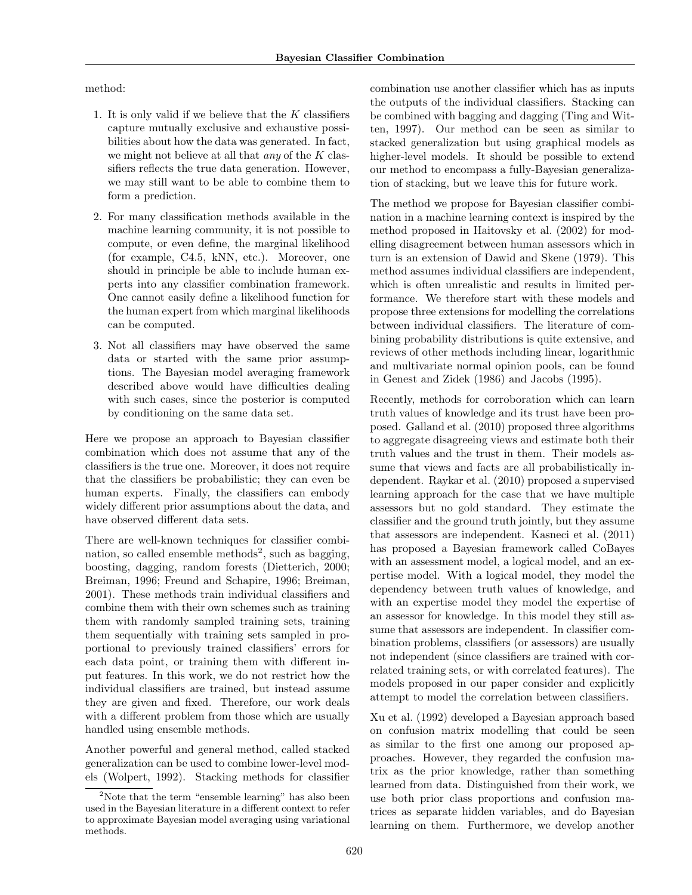method:

1. It is only valid if we believe that the $K$ classifiers capture mutually exclusive and exhaustive possibilities about how the data was generated. In fact, we might not believe at all that *any* of the $K$ classifiers reflects the true data generation. However, we may still want to be able to combine them to form a prediction.

2. For many classification methods available in the machine learning community, it is not possible to compute, or even define, the marginal likelihood (for example, C4.5, kNN, etc.). Moreover, one should in principle be able to include human experts into any classifier combination framework. One cannot easily define a likelihood function for the human expert from which marginal likelihoods can be computed.

3. Not all classifiers may have observed the same data or started with the same prior assumptions. The Bayesian model averaging framework described above would have difficulties dealing with such cases, since the posterior is computed by conditioning on the same data set.

Here we propose an approach to Bayesian classifier combination which does not assume that any of the classifiers is the true one. Moreover, it does not require that the classifiers be probabilistic; they can even be human experts. Finally, the classifiers can embody widely different prior assumptions about the data, and have observed different data sets.

There are well-known techniques for classifier combination, so called ensemble methods[2], such as bagging, boosting, dagging, random forests (Dietterich, 2000; Breiman, 1996; Freund and Schapire, 1996; Breiman, 2001). These methods train individual classifiers and combine them with their own schemes such as training them with randomly sampled training sets, training them sequentially with training sets sampled in proportional to previously trained classifiers' errors for each data point, or training them with different input features. In this work, we do not restrict how the individual classifiers are trained, but instead assume they are given and fixed. Therefore, our work deals with a different problem from those which are usually handled using ensemble methods.

Another powerful and general method, called stacked generalization can be used to combine lower-level models (Wolpert, 1992). Stacking methods for classifier combination use another classifier which has as inputs the outputs of the individual classifiers. Stacking can be combined with bagging and dagging (Ting and Witten, 1997). Our method can be seen as similar to stacked generalization but using graphical models as higher-level models. It should be possible to extend our method to encompass a fully-Bayesian generalization of stacking, but we leave this for future work.

The method we propose for Bayesian classifier combination in a machine learning context is inspired by the method proposed in Haitovsky et al. (2002) for modelling disagreement between human assessors which in turn is an extension of Dawid and Skene (1979). This method assumes individual classifiers are independent, which is often unrealistic and results in limited performance. We therefore start with these models and propose three extensions for modelling the correlations between individual classifiers. The literature of combining probability distributions is quite extensive, and reviews of other methods including linear, logarithmic and multivariate normal opinion pools, can be found in Genest and Zidek (1986) and Jacobs (1995).

Recently, methods for corroboration which can learn truth values of knowledge and its trust have been proposed. Galland et al. (2010) proposed three algorithms to aggregate disagreeing views and estimate both their truth values and the trust in them. Their models assume that views and facts are all probabilistically independent. Raykar et al. (2010) proposed a supervised learning approach for the case that we have multiple assessors but no gold standard. They estimate the classifier and the ground truth jointly, but they assume that assessors are independent. Kasneci et al. (2011) has proposed a Bayesian framework called CoBayes with an assessment model, a logical model, and an expertise model. With a logical model, they model the dependency between truth values of knowledge, and with an expertise model they model the expertise of an assessor for knowledge. In this model they still assume that assessors are independent. In classifier combination problems, classifiers (or assessors) are usually not independent (since classifiers are trained with correlated training sets, or with correlated features). The models proposed in our paper consider and explicitly attempt to model the correlation between classifiers.

Xu et al. (1992) developed a Bayesian approach based on confusion matrix modelling that could be seen as similar to the first one among our proposed approaches. However, they regarded the confusion matrix as the prior knowledge, rather than something learned from data. Distinguished from their work, we use both prior class proportions and confusion matrices as separate hidden variables, and do Bayesian learning on them. Furthermore, we develop another

[2]Note that the term "ensemble learning" has also been used in the Bayesian literature in a different context to refer to approximate Bayesian model averaging using variational methods.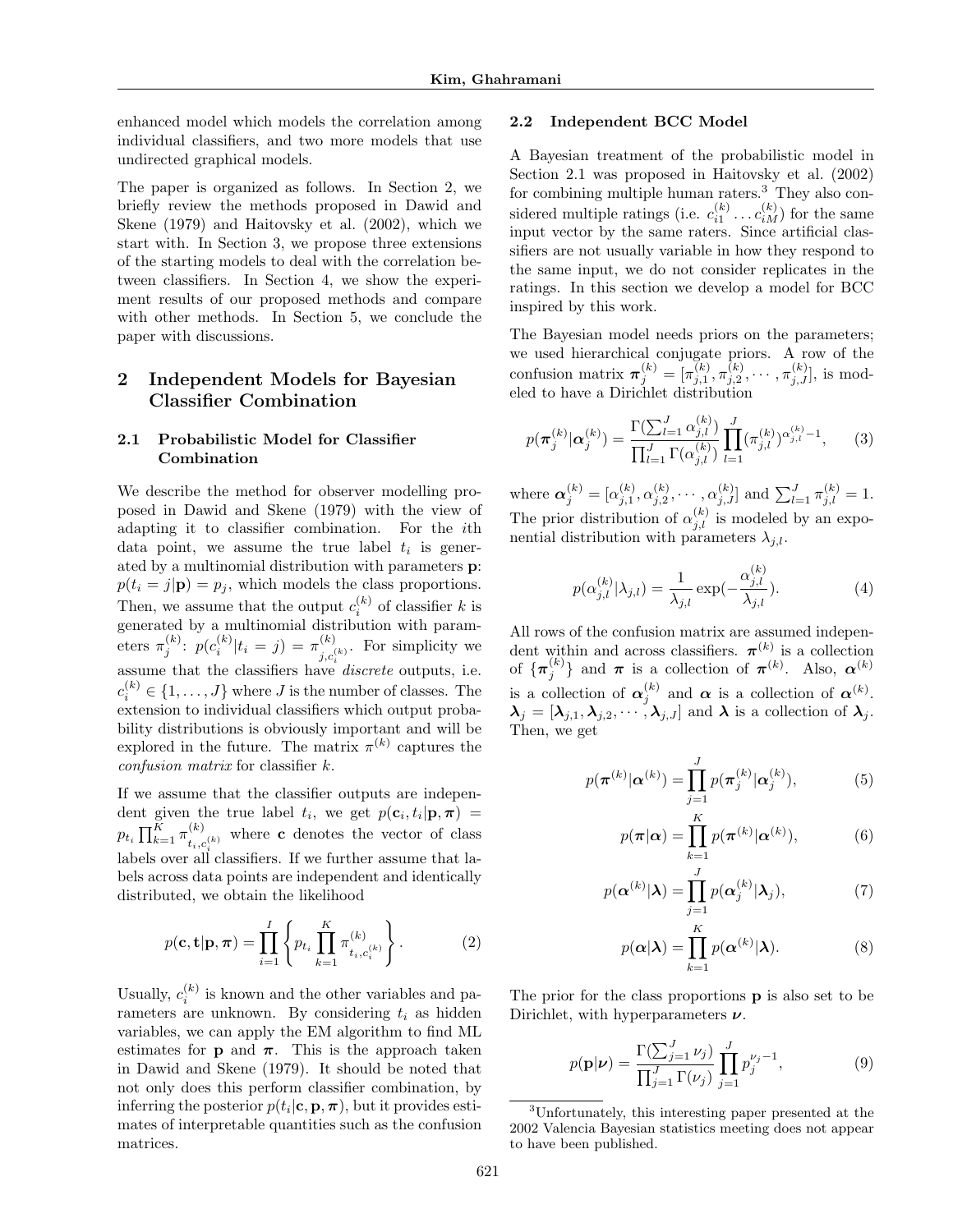enhanced model which models the correlation among individual classifiers, and two more models that use undirected graphical models.

The paper is organized as follows. In Section 2, we briefly review the methods proposed in Dawid and Skene (1979) and Haitovsky et al. (2002), which we start with. In Section 3, we propose three extensions of the starting models to deal with the correlation between classifiers. In Section 4, we show the experiment results of our proposed methods and compare with other methods. In Section 5, we conclude the paper with discussions.

## 2 Independent Models for Bayesian Classifier Combination

### 2.1 Probabilistic Model for Classifier Combination

We describe the method for observer modelling proposed in Dawid and Skene (1979) with the view of adapting it to classifier combination. For the $i$th data point, we assume the true label $t_i$ is generated by a multinomial distribution with parameters $\mathbf{p}$: $p(t_i = j|\mathbf{p}) = p_j$, which models the class proportions. Then, we assume that the output $c_i^{(k)}$ of classifier $k$ is generated by a multinomial distribution with parameters $\pi_j^{(k)}$: $p(c_i^{(k)}|t_i = j) = \pi_{j,c_i^{(k)}}^{(k)}$. For simplicity we assume that the classifiers have *discrete* outputs, i.e. $c_i^{(k)} \in \{1, \dots, J\}$ where $J$ is the number of classes. The extension to individual classifiers which output probability distributions is obviously important and will be explored in the future. The matrix $\pi^{(k)}$ captures the *confusion matrix* for classifier $k$.

If we assume that the classifier outputs are independent given the true label $t_i$, we get $p(\mathbf{c}_i, t_i|\mathbf{p}, \boldsymbol{\pi}) = p_{t_i} \prod_{k=1}^{K} \pi_{t_i,c_i^{(k)}}^{(k)}$ where $\mathbf{c}$ denotes the vector of class labels over all classifiers. If we further assume that labels across data points are independent and identically distributed, we obtain the likelihood

$$p(\mathbf{c}, \mathbf{t}|\mathbf{p}, \boldsymbol{\pi}) = \prod_{i=1}^{I} \left\{ p_{t_i} \prod_{k=1}^{K} \pi_{t_i,c_i^{(k)}}^{(k)} \right\}. \tag{2}$$

Usually, $c_i^{(k)}$ is known and the other variables and parameters are unknown. By considering $t_i$ as hidden variables, we can apply the EM algorithm to find ML estimates for $\mathbf{p}$ and $\boldsymbol{\pi}$. This is the approach taken in Dawid and Skene (1979). It should be noted that not only does this perform classifier combination, by inferring the posterior $p(t_i|\mathbf{c}, \mathbf{p}, \boldsymbol{\pi})$, but it provides estimates of interpretable quantities such as the confusion matrices.

### 2.2 Independent BCC Model

A Bayesian treatment of the probabilistic model in Section 2.1 was proposed in Haitovsky et al. (2002) for combining multiple human raters.[3] They also considered multiple ratings (i.e. $c_{i1}^{(k)} \dots c_{iM}^{(k)}$) for the same input vector by the same raters. Since artificial classifiers are not usually variable in how they respond to the same input, we do not consider replicates in the ratings. In this section we develop a model for BCC inspired by this work.

The Bayesian model needs priors on the parameters; we used hierarchical conjugate priors. A row of the confusion matrix $\boldsymbol{\pi}_j^{(k)} = [\pi_{j,1}^{(k)}, \pi_{j,2}^{(k)}, \cdots, \pi_{j,J}^{(k)}]$, is modeled to have a Dirichlet distribution

$$p(\boldsymbol{\pi}_j^{(k)}|\boldsymbol{\alpha}_j^{(k)}) = \frac{\Gamma(\sum_{l=1}^{J} \alpha_{j,l}^{(k)})}{\prod_{l=1}^{J} \Gamma(\alpha_{j,l}^{(k)})} \prod_{l=1}^{J} (\pi_{j,l}^{(k)})^{\alpha_{j,l}^{(k)}-1}, \tag{3}$$

where $\boldsymbol{\alpha}_j^{(k)} = [\alpha_{j,1}^{(k)}, \alpha_{j,2}^{(k)}, \cdots, \alpha_{j,J}^{(k)}]$ and $\sum_{l=1}^{J} \pi_{j,l}^{(k)} = 1$. The prior distribution of $\alpha_{j,l}^{(k)}$ is modeled by an exponential distribution with parameters $\lambda_{j,l}$.

$$p(\alpha_{j,l}^{(k)}|\lambda_{j,l}) = \frac{1}{\lambda_{j,l}} \exp(-\frac{\alpha_{j,l}^{(k)}}{\lambda_{j,l}}). \tag{4}$$

All rows of the confusion matrix are assumed independent within and across classifiers. $\boldsymbol{\pi}^{(k)}$ is a collection of $\{\boldsymbol{\pi}_j^{(k)}\}$ and $\boldsymbol{\pi}$ is a collection of $\boldsymbol{\pi}^{(k)}$. Also, $\boldsymbol{\alpha}^{(k)}$ is a collection of $\boldsymbol{\alpha}_j^{(k)}$ and $\boldsymbol{\alpha}$ is a collection of $\boldsymbol{\alpha}^{(k)}$. $\boldsymbol{\lambda}_j = [\boldsymbol{\lambda}_{j,1}, \boldsymbol{\lambda}_{j,2}, \cdots, \boldsymbol{\lambda}_{j,J}]$ and $\boldsymbol{\lambda}$ is a collection of $\boldsymbol{\lambda}_j$. Then, we get

$$p(\boldsymbol{\pi}^{(k)}|\boldsymbol{\alpha}^{(k)}) = \prod_{j=1}^{J} p(\boldsymbol{\pi}_j^{(k)}|\boldsymbol{\alpha}_j^{(k)}), \tag{5}$$

$$p(\boldsymbol{\pi}|\boldsymbol{\alpha}) = \prod_{k=1}^{K} p(\boldsymbol{\pi}^{(k)}|\boldsymbol{\alpha}^{(k)}), \tag{6}$$

$$p(\boldsymbol{\alpha}^{(k)}|\boldsymbol{\lambda}) = \prod_{j=1}^{J} p(\boldsymbol{\alpha}_j^{(k)}|\boldsymbol{\lambda}_j), \tag{7}$$

$$p(\boldsymbol{\alpha}|\boldsymbol{\lambda}) = \prod_{k=1}^{K} p(\boldsymbol{\alpha}^{(k)}|\boldsymbol{\lambda}). \tag{8}$$

The prior for the class proportions $\mathbf{p}$ is also set to be Dirichlet, with hyperparameters $\boldsymbol{\nu}$.

$$p(\mathbf{p}|\boldsymbol{\nu}) = \frac{\Gamma(\sum_{j=1}^{J} \nu_j)}{\prod_{j=1}^{J} \Gamma(\nu_j)} \prod_{j=1}^{J} p_j^{\nu_j - 1}, \tag{9}$$

[3] Unfortunately, this interesting paper presented at the 2002 Valencia Bayesian statistics meeting does not appear to have been published.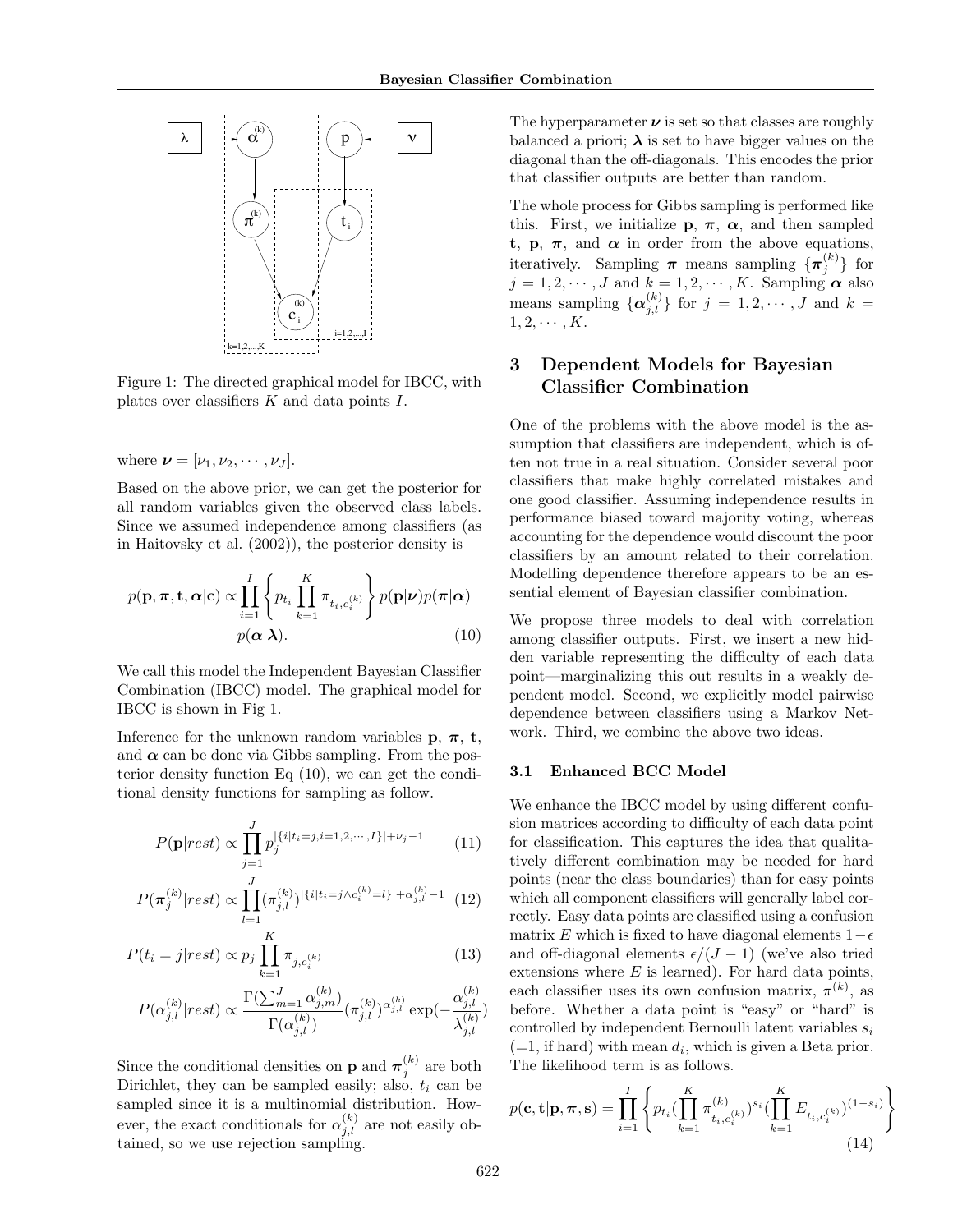Figure 1: The directed graphical model for IBCC, with plates over classifiers $K$ and data points $I$.

where $\boldsymbol{\nu} = [\nu_1, \nu_2, \cdots, \nu_J]$.

Based on the above prior, we can get the posterior for all random variables given the observed class labels. Since we assumed independence among classifiers (as in Haitovsky et al. (2002)), the posterior density is

$$p(\mathbf{p}, \boldsymbol{\pi}, \mathbf{t}, \boldsymbol{\alpha}|\mathbf{c}) \propto \prod_{i=1}^{I} \left\{ p_{t_i} \prod_{k=1}^{K} \pi_{t_i, c_i^{(k)}} \right\} p(\mathbf{p}|\boldsymbol{\nu}) p(\boldsymbol{\pi}|\boldsymbol{\alpha}) p(\boldsymbol{\alpha}|\boldsymbol{\lambda}). \tag{10}$$

We call this model the Independent Bayesian Classifier Combination (IBCC) model. The graphical model for IBCC is shown in Fig 1.

Inference for the unknown random variables $\mathbf{p}$, $\boldsymbol{\pi}$, $\mathbf{t}$, and $\boldsymbol{\alpha}$ can be done via Gibbs sampling. From the posterior density function Eq (10), we can get the conditional density functions for sampling as follow.

$$P(\mathbf{p}|rest) \propto \prod_{j=1}^{J} p_j^{|\{i|t_i=j, i=1,2,\cdots,I\}|+\nu_j-1} \tag{11}$$

$$P(\boldsymbol{\pi}_j^{(k)}|rest) \propto \prod_{l=1}^{J} (\pi_{j,l}^{(k)})^{|\{i|t_i=j \wedge c_i^{(k)}=l\}|+\alpha_{j,l}^{(k)}-1} \tag{12}$$

$$P(t_i = j|rest) \propto p_j \prod_{k=1}^{K} \pi_{j, c_i^{(k)}} \tag{13}$$

$$P(\alpha_{j,l}^{(k)}|rest) \propto \frac{\Gamma(\sum_{m=1}^{J} \alpha_{j,m}^{(k)})}{\Gamma(\alpha_{j,l}^{(k)})} (\pi_{j,l}^{(k)})^{\alpha_{j,l}^{(k)}} \exp(-\frac{\alpha_{j,l}^{(k)}}{\lambda_{j,l}^{(k)}})$$

Since the conditional densities on $\mathbf{p}$ and $\boldsymbol{\pi}_j^{(k)}$ are both Dirichlet, they can be sampled easily; also, $t_i$ can be sampled since it is a multinomial distribution. However, the exact conditionals for $\alpha_{j,l}^{(k)}$ are not easily obtained, so we use rejection sampling.

The hyperparameter $\boldsymbol{\nu}$ is set so that classes are roughly balanced a priori; $\boldsymbol{\lambda}$ is set to have bigger values on the diagonal than the off-diagonals. This encodes the prior that classifier outputs are better than random.

The whole process for Gibbs sampling is performed like this. First, we initialize $\mathbf{p}$, $\boldsymbol{\pi}$, $\boldsymbol{\alpha}$, and then sampled $\mathbf{t}$, $\mathbf{p}$, $\boldsymbol{\pi}$, and $\boldsymbol{\alpha}$ in order from the above equations, iteratively. Sampling $\boldsymbol{\pi}$ means sampling $\{\boldsymbol{\pi}_j^{(k)}\}$ for $j = 1, 2, \cdots, J$ and $k = 1, 2, \cdots, K$. Sampling $\boldsymbol{\alpha}$ also means sampling $\{\boldsymbol{\alpha}_{j,l}^{(k)}\}$ for $j = 1, 2, \cdots, J$ and $k = 1, 2, \cdots, K$.

## 3 Dependent Models for Bayesian Classifier Combination

One of the problems with the above model is the assumption that classifiers are independent, which is often not true in a real situation. Consider several poor classifiers that make highly correlated mistakes and one good classifier. Assuming independence results in performance biased toward majority voting, whereas accounting for the dependence would discount the poor classifiers by an amount related to their correlation. Modelling dependence therefore appears to be an essential element of Bayesian classifier combination.

We propose three models to deal with correlation among classifier outputs. First, we insert a new hidden variable representing the difficulty of each data point—marginalizing this out results in a weakly dependent model. Second, we explicitly model pairwise dependence between classifiers using a Markov Network. Third, we combine the above two ideas.

### 3.1 Enhanced BCC Model

We enhance the IBCC model by using different confusion matrices according to difficulty of each data point for classification. This captures the idea that qualitatively different combination may be needed for hard points (near the class boundaries) than for easy points which all component classifiers will generally label correctly. Easy data points are classified using a confusion matrix $E$ which is fixed to have diagonal elements $1-\epsilon$ and off-diagonal elements $\epsilon/(J-1)$ (we've also tried extensions where $E$ is learned). For hard data points, each classifier uses its own confusion matrix, $\pi^{(k)}$, as before. Whether a data point is "easy" or "hard" is controlled by independent Bernoulli latent variables $s_i$ (=1, if hard) with mean $d_i$, which is given a Beta prior. The likelihood term is as follows.

$$p(\mathbf{c}, \mathbf{t}|\mathbf{p}, \boldsymbol{\pi}, \mathbf{s}) = \prod_{i=1}^{I} \left\{ p_{t_i} (\prod_{k=1}^{K} \pi_{t_i, c_i^{(k)}}^{(k)})^{s_i} (\prod_{k=1}^{K} E_{t_i, c_i^{(k)}})^{(1-s_i)} \right\} \tag{14}$$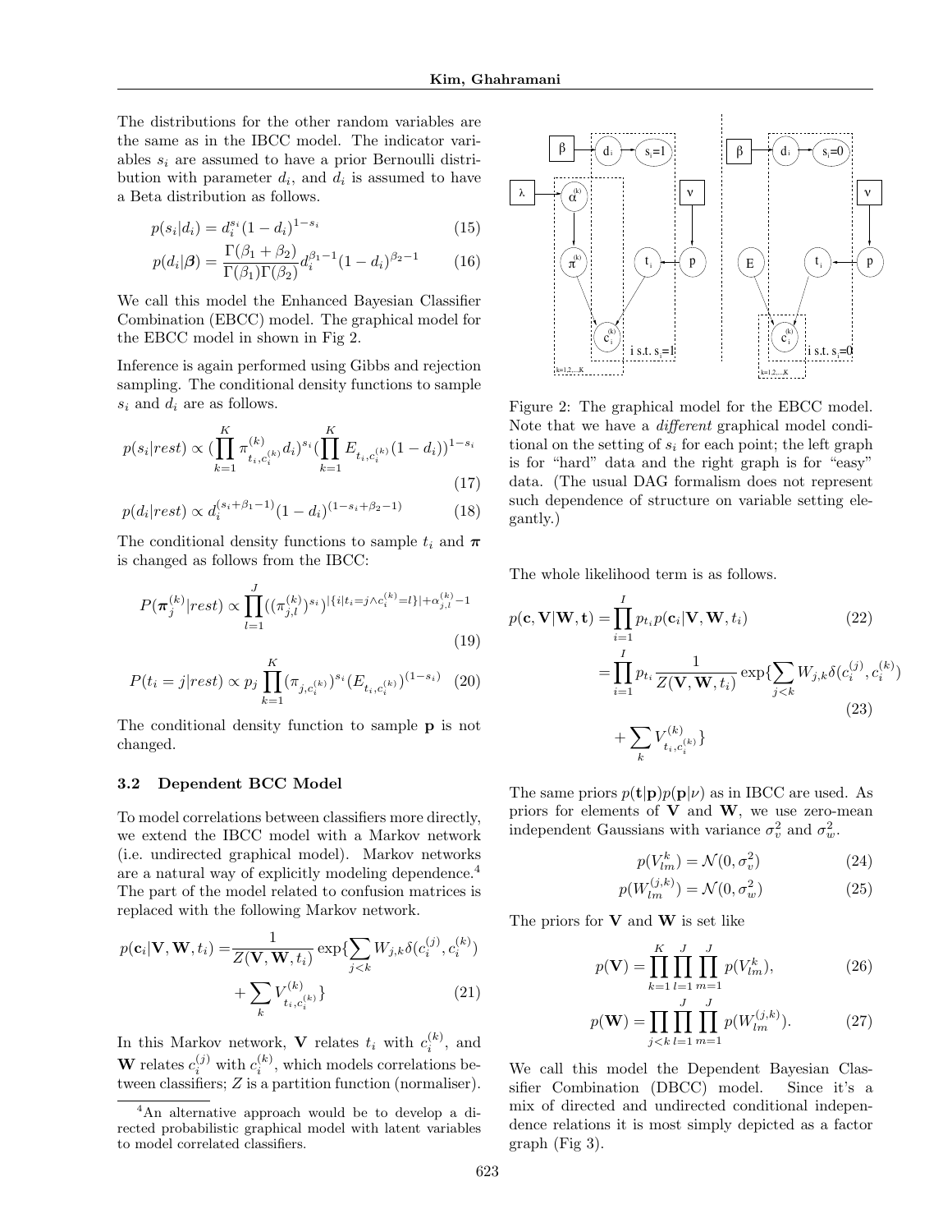The distributions for the other random variables are the same as in the IBCC model. The indicator variables $s_i$ are assumed to have a prior Bernoulli distribution with parameter $d_i$, and $d_i$ is assumed to have a Beta distribution as follows.

$$p(s_i|d_i) = d_i^{s_i}(1-d_i)^{1-s_i} \tag{15}$$

$$p(d_i|\boldsymbol{\beta}) = \frac{\Gamma(\beta_1+\beta_2)}{\Gamma(\beta_1)\Gamma(\beta_2)} d_i^{\beta_1-1}(1-d_i)^{\beta_2-1} \tag{16}$$

We call this model the Enhanced Bayesian Classifier Combination (EBCC) model. The graphical model for the EBCC model in shown in Fig 2.

Inference is again performed using Gibbs and rejection sampling. The conditional density functions to sample $s_i$ and $d_i$ are as follows.

$$p(s_i|rest) \propto \Big(\prod_{k=1}^{K} \pi^{(k)}_{t_i,c_i^{(k)}} d_i\Big)^{s_i} \Big(\prod_{k=1}^{K} E_{t_i,c_i^{(k)}}(1-d_i)\Big)^{1-s_i} \tag{17}$$

$$p(d_i|rest) \propto d_i^{(s_i+\beta_1-1)}(1-d_i)^{(1-s_i+\beta_2-1)} \tag{18}$$

The conditional density functions to sample $t_i$ and $\boldsymbol{\pi}$ is changed as follows from the IBCC:

$$P(\boldsymbol{\pi}^{(k)}_j|rest) \propto \prod_{l=1}^{J} ((\pi^{(k)}_{j,l})^{s_i})^{|\{i|t_i=j \wedge c_i^{(k)}=l\}|+\alpha^{(k)}_{j,l}-1} \tag{19}$$

$$P(t_i=j|rest) \propto p_j \prod_{k=1}^{K} (\pi_{j,c_i^{(k)}})^{s_i} (E_{t_i,c_i^{(k)}})^{(1-s_i)} \tag{20}$$

The conditional density function to sample $\mathbf{p}$ is not changed.

Figure 2: The graphical model for the EBCC model. Note that we have a *different* graphical model conditional on the setting of $s_i$ for each point; the left graph is for "hard" data and the right graph is for "easy" data. (The usual DAG formalism does not represent such dependence of structure on variable setting elegantly.)

### 3.2 Dependent BCC Model

To model correlations between classifiers more directly, we extend the IBCC model with a Markov network (i.e. undirected graphical model). Markov networks are a natural way of explicitly modeling dependence.[4] The part of the model related to confusion matrices is replaced with the following Markov network.

$$p(\mathbf{c}_i|\mathbf{V},\mathbf{W},t_i) = \frac{1}{Z(\mathbf{V},\mathbf{W},t_i)} \exp\{\sum_{j<k} W_{j,k}\delta(c_i^{(j)},c_i^{(k)}) + \sum_k V^{(k)}_{t_i,c_i^{(k)}}\} \tag{21}$$

In this Markov network, $\mathbf{V}$ relates $t_i$ with $c_i^{(k)}$, and $\mathbf{W}$ relates $c_i^{(j)}$ with $c_i^{(k)}$, which models correlations between classifiers; $Z$ is a partition function (normaliser).

The whole likelihood term is as follows.

$$\begin{aligned} p(\mathbf{c},\mathbf{V}|\mathbf{W},\mathbf{t}) &= \prod_{i=1}^{I} p_{t_i} p(\mathbf{c}_i|\mathbf{V},\mathbf{W},t_i) && (22) \\ &= \prod_{i=1}^{I} p_{t_i} \frac{1}{Z(\mathbf{V},\mathbf{W},t_i)} \exp\{\sum_{j<k} W_{j,k}\delta(c_i^{(j)},c_i^{(k)}) + \sum_k V^{(k)}_{t_i,c_i^{(k)}}\} && (23) \end{aligned}$$

The same priors $p(\mathbf{t}|\mathbf{p})p(\mathbf{p}|\nu)$ as in IBCC are used. As priors for elements of $\mathbf{V}$ and $\mathbf{W}$, we use zero-mean independent Gaussians with variance $\sigma_v^2$ and $\sigma_w^2$.

$$p(V^k_{lm}) = \mathcal{N}(0,\sigma_v^2) \tag{24}$$

$$p(W^{(j,k)}_{lm}) = \mathcal{N}(0,\sigma_w^2) \tag{25}$$

The priors for $\mathbf{V}$ and $\mathbf{W}$ is set like

$$p(\mathbf{V}) = \prod_{k=1}^{K}\prod_{l=1}^{J}\prod_{m=1}^{J} p(V^k_{lm}), \tag{26}$$

$$p(\mathbf{W}) = \prod_{j<k}\prod_{l=1}^{J}\prod_{m=1}^{J} p(W^{(j,k)}_{lm}). \tag{27}$$

We call this model the Dependent Bayesian Classifier Combination (DBCC) model. Since it's a mix of directed and undirected conditional independence relations it is most simply depicted as a factor graph (Fig 3).

[4] An alternative approach would be to develop a directed probabilistic graphical model with latent variables to model correlated classifiers.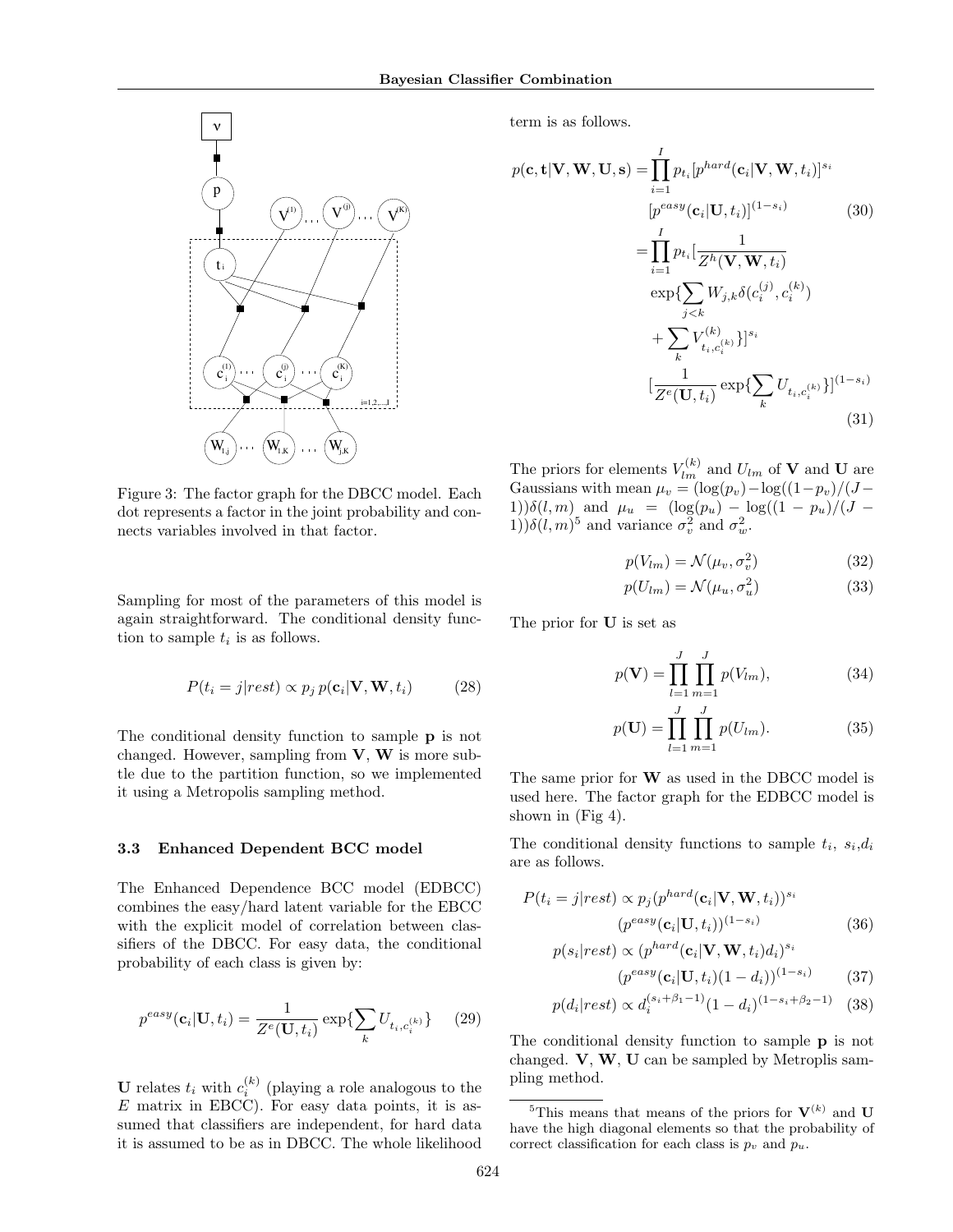Figure 3: The factor graph for the DBCC model. Each dot represents a factor in the joint probability and connects variables involved in that factor.

Sampling for most of the parameters of this model is again straightforward. The conditional density function to sample $t_i$ is as follows.

$$P(t_i = j|rest) \propto p_j \, p(\mathbf{c}_i|\mathbf{V}, \mathbf{W}, t_i) \tag{28}$$

The conditional density function to sample $\mathbf{p}$ is not changed. However, sampling from $\mathbf{V}$, $\mathbf{W}$ is more subtle due to the partition function, so we implemented it using a Metropolis sampling method.

### 3.3 Enhanced Dependent BCC model

The Enhanced Dependence BCC model (EDBCC) combines the easy/hard latent variable for the EBCC with the explicit model of correlation between classifiers of the DBCC. For easy data, the conditional probability of each class is given by:

$$p^{easy}(\mathbf{c}_i|\mathbf{U}, t_i) = \frac{1}{Z^e(\mathbf{U}, t_i)} \exp\{\sum_k U_{t_i, c_i^{(k)}}\} \tag{29}$$

$\mathbf{U}$ relates $t_i$ with $c_i^{(k)}$ (playing a role analogous to the $E$ matrix in EBCC). For easy data points, it is assumed that classifiers are independent, for hard data it is assumed to be as in DBCC. The whole likelihood term is as follows.

$$\begin{aligned} p(\mathbf{c}, \mathbf{t}|\mathbf{V}, \mathbf{W}, \mathbf{U}, \mathbf{s}) &= \prod_{i=1}^{I} p_{t_i} [p^{hard}(\mathbf{c}_i|\mathbf{V}, \mathbf{W}, t_i)]^{s_i} \\ &\quad [p^{easy}(\mathbf{c}_i|\mathbf{U}, t_i)]^{(1-s_i)} \qquad (30) \\ &= \prod_{i=1}^{I} p_{t_i} [\frac{1}{Z^h(\mathbf{V}, \mathbf{W}, t_i)} \\ &\quad \exp\{\sum_{j<k} W_{j,k} \delta(c_i^{(j)}, c_i^{(k)}) \\ &\quad + \sum_k V^{(k)}_{t_i, c_i^{(k)}}\}]^{s_i} \\ &\quad [\frac{1}{Z^e(\mathbf{U}, t_i)} \exp\{\sum_k U_{t_i, c_i^{(k)}}\}]^{(1-s_i)} \qquad (31) \end{aligned}$$

The priors for elements $V_{lm}^{(k)}$ and $U_{lm}$ of $\mathbf{V}$ and $\mathbf{U}$ are Gaussians with mean $\mu_v = (\log(p_v) - \log((1-p_v)/(J-1))\delta(l,m)$ and $\mu_u = (\log(p_u) - \log((1-p_u)/(J-1))\delta(l,m)$[5] and variance $\sigma_v^2$ and $\sigma_w^2$.

$$p(V_{lm}) = \mathcal{N}(\mu_v, \sigma_v^2) \tag{32}$$

$$p(U_{lm}) = \mathcal{N}(\mu_u, \sigma_u^2) \tag{33}$$

The prior for $\mathbf{U}$ is set as

$$p(\mathbf{V}) = \prod_{l=1}^{J} \prod_{m=1}^{J} p(V_{lm}), \tag{34}$$

$$p(\mathbf{U}) = \prod_{l=1}^{J} \prod_{m=1}^{J} p(U_{lm}). \tag{35}$$

The same prior for $\mathbf{W}$ as used in the DBCC model is used here. The factor graph for the EDBCC model is shown in (Fig 4).

The conditional density functions to sample $t_i$, $s_i$,$d_i$ are as follows.

$$\begin{aligned} P(t_i = j|rest) &\propto p_j (p^{hard}(\mathbf{c}_i|\mathbf{V}, \mathbf{W}, t_i))^{s_i} \\ &\quad (p^{easy}(\mathbf{c}_i|\mathbf{U}, t_i))^{(1-s_i)} \qquad (36) \\ p(s_i|rest) &\propto (p^{hard}(\mathbf{c}_i|\mathbf{V}, \mathbf{W}, t_i) d_i)^{s_i} \\ &\quad (p^{easy}(\mathbf{c}_i|\mathbf{U}, t_i)(1-d_i))^{(1-s_i)} \qquad (37) \\ p(d_i|rest) &\propto d_i^{(s_i+\beta_1-1)}(1-d_i)^{(1-s_i+\beta_2-1)} \qquad (38) \end{aligned}$$

The conditional density function to sample $\mathbf{p}$ is not changed. $\mathbf{V}$, $\mathbf{W}$, $\mathbf{U}$ can be sampled by Metroplis sampling method.

[5] This means that means of the priors for $\mathbf{V}^{(k)}$ and $\mathbf{U}$ have the high diagonal elements so that the probability of correct classification for each class is $p_v$ and $p_u$.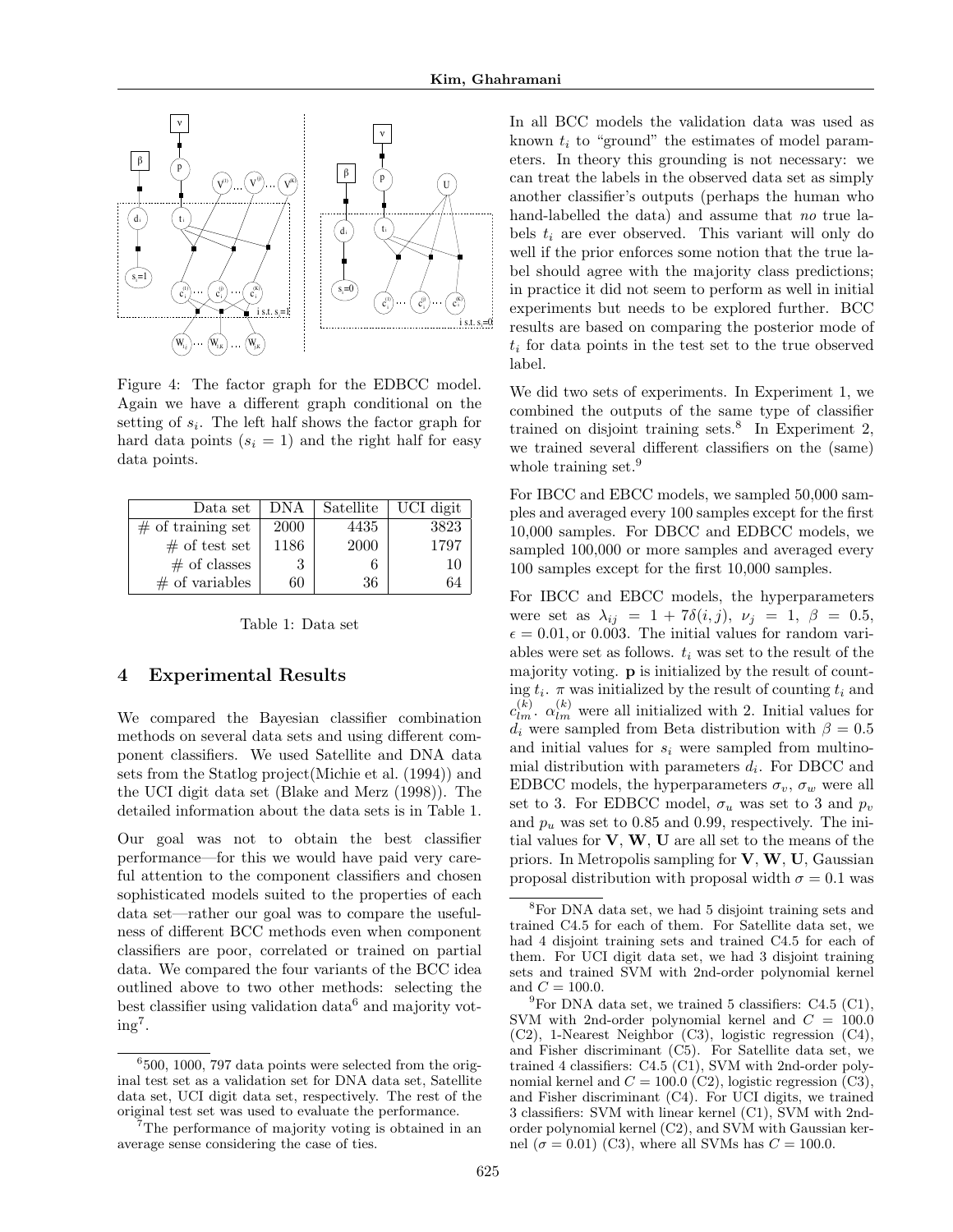Figure 4: The factor graph for the EDBCC model. Again we have a different graph conditional on the setting of $s_i$. The left half shows the factor graph for hard data points ($s_i = 1$) and the right half for easy data points.

| Data set | DNA | Satellite | UCI digit |
|---|---|---|---|
| # of training set | 2000 | 4435 | 3823 |
| # of test set | 1186 | 2000 | 1797 |
| # of classes | 3 | 6 | 10 |
| # of variables | 60 | 36 | 64 |

Table 1: Data set

## 4 Experimental Results

We compared the Bayesian classifier combination methods on several data sets and using different component classifiers. We used Satellite and DNA data sets from the Statlog project(Michie et al. (1994)) and the UCI digit data set (Blake and Merz (1998)). The detailed information about the data sets is in Table 1.

Our goal was not to obtain the best classifier performance—for this we would have paid very careful attention to the component classifiers and chosen sophisticated models suited to the properties of each data set—rather our goal was to compare the usefulness of different BCC methods even when component classifiers are poor, correlated or trained on partial data. We compared the four variants of the BCC idea outlined above to two other methods: selecting the best classifier using validation data[6] and majority voting[7].

In all BCC models the validation data was used as known $t_i$ to "ground" the estimates of model parameters. In theory this grounding is not necessary: we can treat the labels in the observed data set as simply another classifier's outputs (perhaps the human who hand-labelled the data) and assume that *no* true labels $t_i$ are ever observed. This variant will only do well if the prior enforces some notion that the true label should agree with the majority class predictions; in practice it did not seem to perform as well in initial experiments but needs to be explored further. BCC results are based on comparing the posterior mode of $t_i$ for data points in the test set to the true observed label.

We did two sets of experiments. In Experiment 1, we combined the outputs of the same type of classifier trained on disjoint training sets.[8] In Experiment 2, we trained several different classifiers on the (same) whole training set.[9]

For IBCC and EBCC models, we sampled 50,000 samples and averaged every 100 samples except for the first 10,000 samples. For DBCC and EDBCC models, we sampled 100,000 or more samples and averaged every 100 samples except for the first 10,000 samples.

For IBCC and EBCC models, the hyperparameters were set as $\lambda_{ij} = 1 + 7\delta(i, j)$, $\nu_j = 1$, $\beta = 0.5$, $\epsilon = 0.01$, or $0.003$. The initial values for random variables were set as follows. $t_i$ was set to the result of the majority voting. $\mathbf{p}$ is initialized by the result of counting $t_i$. $\pi$ was initialized by the result of counting $t_i$ and $c_{lm}^{(k)}$. $\alpha_{lm}^{(k)}$ were all initialized with 2. Initial values for $d_i$ were sampled from Beta distribution with $\beta = 0.5$ and initial values for $s_i$ were sampled from multinomial distribution with parameters $d_i$. For DBCC and EDBCC models, the hyperparameters $\sigma_v$, $\sigma_w$ were all set to 3. For EDBCC model, $\sigma_u$ was set to 3 and $p_v$ and $p_u$ was set to 0.85 and 0.99, respectively. The initial values for $\mathbf{V}$, $\mathbf{W}$, $\mathbf{U}$ are all set to the means of the priors. In Metropolis sampling for $\mathbf{V}$, $\mathbf{W}$, $\mathbf{U}$, Gaussian proposal distribution with proposal width $\sigma = 0.1$ was

[6] 500, 1000, 797 data points were selected from the original test set as a validation set for DNA data set, Satellite data set, UCI digit data set, respectively. The rest of the original test set was used to evaluate the performance.

[7] The performance of majority voting is obtained in an average sense considering the case of ties.

[8] For DNA data set, we had 5 disjoint training sets and trained C4.5 for each of them. For Satellite data set, we had 4 disjoint training sets and trained C4.5 for each of them. For UCI digit data set, we had 3 disjoint training sets and trained SVM with 2nd-order polynomial kernel and $C = 100.0$.

[9] For DNA data set, we trained 5 classifiers: C4.5 (C1), SVM with 2nd-order polynomial kernel and $C = 100.0$ (C2), 1-Nearest Neighbor (C3), logistic regression (C4), and Fisher discriminant (C5). For Satellite data set, we trained 4 classifiers: C4.5 (C1), SVM with 2nd-order polynomial kernel and $C = 100.0$ (C2), logistic regression (C3), and Fisher discriminant (C4). For UCI digits, we trained 3 classifiers: SVM with linear kernel (C1), SVM with 2nd-order polynomial kernel (C2), and SVM with Gaussian kernel ($\sigma = 0.01$) (C3), where all SVMs has $C = 100.0$.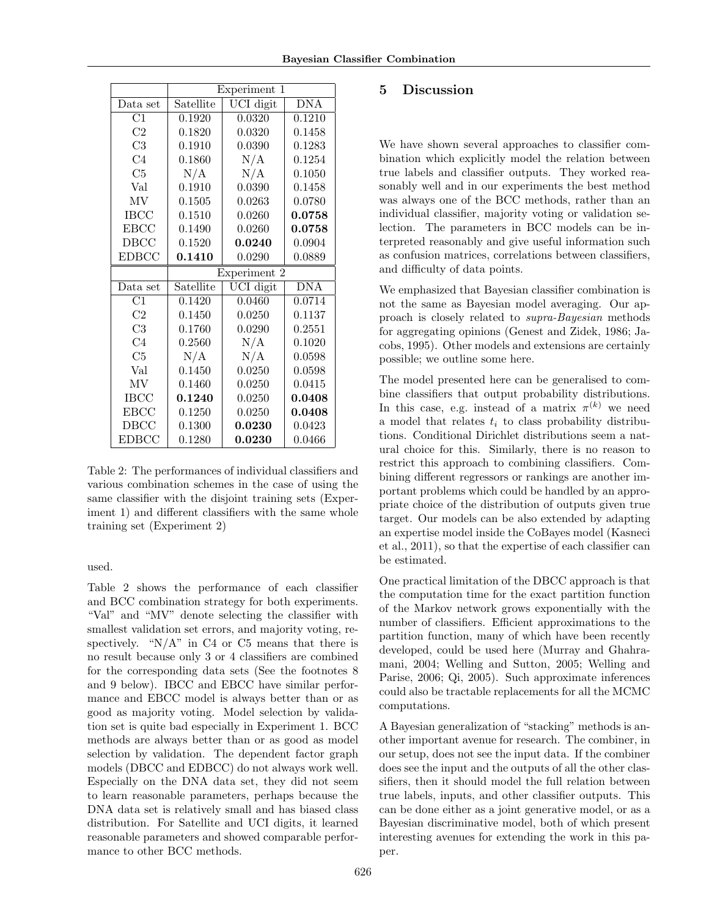| | Experiment 1 | | |
|---|---|---|---|
| Data set | Satellite | UCI digit | DNA |
| C1 | 0.1920 | 0.0320 | 0.1210 |
| C2 | 0.1820 | 0.0320 | 0.1458 |
| C3 | 0.1910 | 0.0390 | 0.1283 |
| C4 | 0.1860 | N/A | 0.1254 |
| C5 | N/A | N/A | 0.1050 |
| Val | 0.1910 | 0.0390 | 0.1458 |
| MV | 0.1505 | 0.0263 | 0.0780 |
| IBCC | 0.1510 | 0.0260 | **0.0758** |
| EBCC | 0.1490 | 0.0260 | **0.0758** |
| DBCC | 0.1520 | **0.0240** | 0.0904 |
| EDBCC | **0.1410** | 0.0290 | 0.0889 |
| | Experiment 2 | | |
| Data set | Satellite | UCI digit | DNA |
| C1 | 0.1420 | 0.0460 | 0.0714 |
| C2 | 0.1450 | 0.0250 | 0.1137 |
| C3 | 0.1760 | 0.0290 | 0.2551 |
| C4 | 0.2560 | N/A | 0.1020 |
| C5 | N/A | N/A | 0.0598 |
| Val | 0.1450 | 0.0250 | 0.0598 |
| MV | 0.1460 | 0.0250 | 0.0415 |
| IBCC | **0.1240** | 0.0250 | **0.0408** |
| EBCC | 0.1250 | 0.0250 | **0.0408** |
| DBCC | 0.1300 | **0.0230** | 0.0423 |
| EDBCC | 0.1280 | **0.0230** | 0.0466 |

Table 2: The performances of individual classifiers and various combination schemes in the case of using the same classifier with the disjoint training sets (Experiment 1) and different classifiers with the same whole training set (Experiment 2)

used.

Table 2 shows the performance of each classifier and BCC combination strategy for both experiments. "Val" and "MV" denote selecting the classifier with smallest validation set errors, and majority voting, respectively. "N/A" in C4 or C5 means that there is no result because only 3 or 4 classifiers are combined for the corresponding data sets (See the footnotes 8 and 9 below). IBCC and EBCC have similar performance and EBCC model is always better than or as good as majority voting. Model selection by validation set is quite bad especially in Experiment 1. BCC methods are always better than or as good as model selection by validation. The dependent factor graph models (DBCC and EDBCC) do not always work well. Especially on the DNA data set, they did not seem to learn reasonable parameters, perhaps because the DNA data set is relatively small and has biased class distribution. For Satellite and UCI digits, it learned reasonable parameters and showed comparable performance to other BCC methods.

## 5 Discussion

We have shown several approaches to classifier combination which explicitly model the relation between true labels and classifier outputs. They worked reasonably well and in our experiments the best method was always one of the BCC methods, rather than an individual classifier, majority voting or validation selection. The parameters in BCC models can be interpreted reasonably and give useful information such as confusion matrices, correlations between classifiers, and difficulty of data points.

We emphasized that Bayesian classifier combination is not the same as Bayesian model averaging. Our approach is closely related to *supra-Bayesian* methods for aggregating opinions (Genest and Zidek, 1986; Jacobs, 1995). Other models and extensions are certainly possible; we outline some here.

The model presented here can be generalised to combine classifiers that output probability distributions. In this case, e.g. instead of a matrix $\pi^{(k)}$ we need a model that relates $t_i$ to class probability distributions. Conditional Dirichlet distributions seem a natural choice for this. Similarly, there is no reason to restrict this approach to combining classifiers. Combining different regressors or rankings are another important problems which could be handled by an appropriate choice of the distribution of outputs given true target. Our models can be also extended by adapting an expertise model inside the CoBayes model (Kasneci et al., 2011), so that the expertise of each classifier can be estimated.

One practical limitation of the DBCC approach is that the computation time for the exact partition function of the Markov network grows exponentially with the number of classifiers. Efficient approximations to the partition function, many of which have been recently developed, could be used here (Murray and Ghahramani, 2004; Welling and Sutton, 2005; Welling and Parise, 2006; Qi, 2005). Such approximate inferences could also be tractable replacements for all the MCMC computations.

A Bayesian generalization of "stacking" methods is another important avenue for research. The combiner, in our setup, does not see the input data. If the combiner does see the input and the outputs of all the other classifiers, then it should model the full relation between true labels, inputs, and other classifier outputs. This can be done either as a joint generative model, or as a Bayesian discriminative model, both of which present interesting avenues for extending the work in this paper.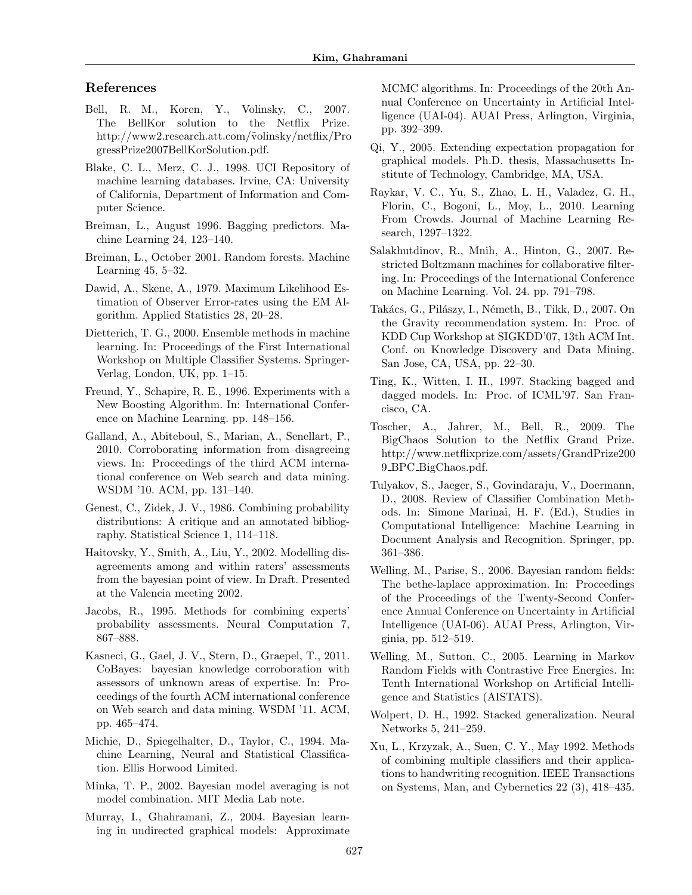## References

Bell, R. M., Koren, Y., Volinsky, C., 2007. The BellKor solution to the Netflix Prize. http://www2.research.att.com/~volinsky/netflix/ProgressPrize2007BellKorSolution.pdf.

Blake, C. L., Merz, C. J., 1998. UCI Repository of machine learning databases. Irvine, CA: University of California, Department of Information and Computer Science.

Breiman, L., August 1996. Bagging predictors. Machine Learning 24, 123–140.

Breiman, L., October 2001. Random forests. Machine Learning 45, 5–32.

Dawid, A., Skene, A., 1979. Maximum Likelihood Estimation of Observer Error-rates using the EM Algorithm. Applied Statistics 28, 20–28.

Dietterich, T. G., 2000. Ensemble methods in machine learning. In: Proceedings of the First International Workshop on Multiple Classifier Systems. Springer-Verlag, London, UK, pp. 1–15.

Freund, Y., Schapire, R. E., 1996. Experiments with a New Boosting Algorithm. In: International Conference on Machine Learning. pp. 148–156.

Galland, A., Abiteboul, S., Marian, A., Senellart, P., 2010. Corroborating information from disagreeing views. In: Proceedings of the third ACM international conference on Web search and data mining. WSDM '10. ACM, pp. 131–140.

Genest, C., Zidek, J. V., 1986. Combining probability distributions: A critique and an annotated bibliography. Statistical Science 1, 114–118.

Haitovsky, Y., Smith, A., Liu, Y., 2002. Modelling disagreements among and within raters' assessments from the bayesian point of view. In Draft. Presented at the Valencia meeting 2002.

Jacobs, R., 1995. Methods for combining experts' probability assessments. Neural Computation 7, 867–888.

Kasneci, G., Gael, J. V., Stern, D., Graepel, T., 2011. CoBayes: bayesian knowledge corroboration with assessors of unknown areas of expertise. In: Proceedings of the fourth ACM international conference on Web search and data mining. WSDM '11. ACM, pp. 465–474.

Michie, D., Spiegelhalter, D., Taylor, C., 1994. Machine Learning, Neural and Statistical Classification. Ellis Horwood Limited.

Minka, T. P., 2002. Bayesian model averaging is not model combination. MIT Media Lab note.

Murray, I., Ghahramani, Z., 2004. Bayesian learning in undirected graphical models: Approximate MCMC algorithms. In: Proceedings of the 20th Annual Conference on Uncertainty in Artificial Intelligence (UAI-04). AUAI Press, Arlington, Virginia, pp. 392–399.

Qi, Y., 2005. Extending expectation propagation for graphical models. Ph.D. thesis, Massachusetts Institute of Technology, Cambridge, MA, USA.

Raykar, V. C., Yu, S., Zhao, L. H., Valadez, G. H., Florin, C., Bogoni, L., Moy, L., 2010. Learning From Crowds. Journal of Machine Learning Research, 1297–1322.

Salakhutdinov, R., Mnih, A., Hinton, G., 2007. Restricted Boltzmann machines for collaborative filtering. In: Proceedings of the International Conference on Machine Learning. Vol. 24. pp. 791–798.

Takács, G., Pilászy, I., Németh, B., Tikk, D., 2007. On the Gravity recommendation system. In: Proc. of KDD Cup Workshop at SIGKDD'07, 13th ACM Int. Conf. on Knowledge Discovery and Data Mining. San Jose, CA, USA, pp. 22–30.

Ting, K., Witten, I. H., 1997. Stacking bagged and dagged models. In: Proc. of ICML'97. San Francisco, CA.

Toscher, A., Jahrer, M., Bell, R., 2009. The BigChaos Solution to the Netflix Grand Prize. http://www.netflixprize.com/assets/GrandPrize2009_BPC_BigChaos.pdf.

Tulyakov, S., Jaeger, S., Govindaraju, V., Doermann, D., 2008. Review of Classifier Combination Methods. In: Simone Marinai, H. F. (Ed.), Studies in Computational Intelligence: Machine Learning in Document Analysis and Recognition. Springer, pp. 361–386.

Welling, M., Parise, S., 2006. Bayesian random fields: The bethe-laplace approximation. In: Proceedings of the Proceedings of the Twenty-Second Conference Annual Conference on Uncertainty in Artificial Intelligence (UAI-06). AUAI Press, Arlington, Virginia, pp. 512–519.

Welling, M., Sutton, C., 2005. Learning in Markov Random Fields with Contrastive Free Energies. In: Tenth International Workshop on Artificial Intelligence and Statistics (AISTATS).

Wolpert, D. H., 1992. Stacked generalization. Neural Networks 5, 241–259.

Xu, L., Krzyzak, A., Suen, C. Y., May 1992. Methods of combining multiple classifiers and their applications to handwriting recognition. IEEE Transactions on Systems, Man, and Cybernetics 22 (3), 418–435.